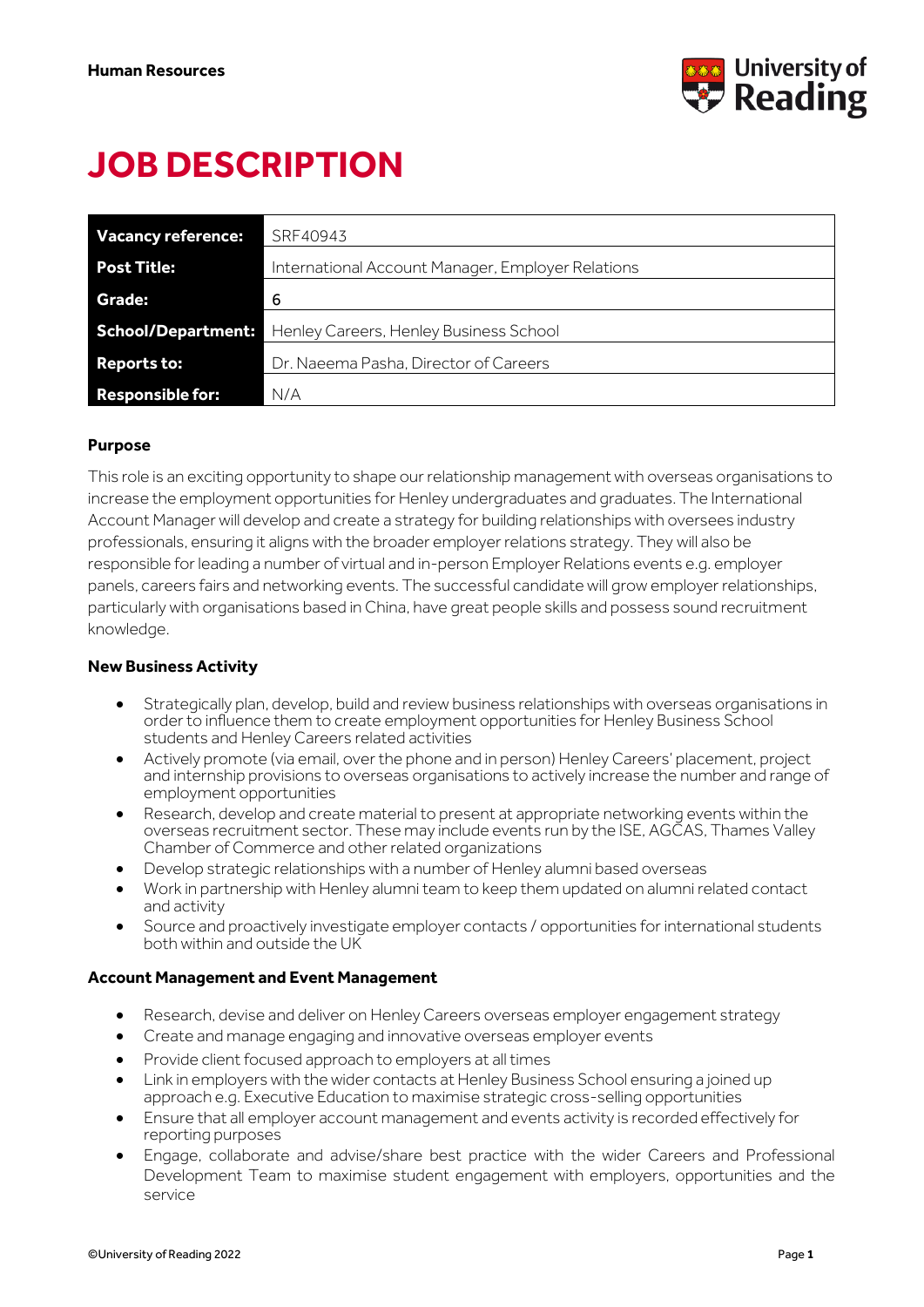Human Resources

# JOB DESCRIPTION

| | |
|---|---|
| **Vacancy reference:** | SRF40943 |
| **Post Title:** | International Account Manager, Employer Relations |
| **Grade:** | 6 |
| **School/Department:** | Henley Careers, Henley Business School |
| **Reports to:** | Dr. Naeema Pasha, Director of Careers |
| **Responsible for:** | N/A |

### Purpose

This role is an exciting opportunity to shape our relationship management with overseas organisations to increase the employment opportunities for Henley undergraduates and graduates. The International Account Manager will develop and create a strategy for building relationships with oversees industry professionals, ensuring it aligns with the broader employer relations strategy. They will also be responsible for leading a number of virtual and in-person Employer Relations events e.g. employer panels, careers fairs and networking events. The successful candidate will grow employer relationships, particularly with organisations based in China, have great people skills and possess sound recruitment knowledge.

### New Business Activity

- Strategically plan, develop, build and review business relationships with overseas organisations in order to influence them to create employment opportunities for Henley Business School students and Henley Careers related activities
- Actively promote (via email, over the phone and in person) Henley Careers' placement, project and internship provisions to overseas organisations to actively increase the number and range of employment opportunities
- Research, develop and create material to present at appropriate networking events within the overseas recruitment sector. These may include events run by the ISE, AGCAS, Thames Valley Chamber of Commerce and other related organizations
- Develop strategic relationships with a number of Henley alumni based overseas
- Work in partnership with Henley alumni team to keep them updated on alumni related contact and activity
- Source and proactively investigate employer contacts / opportunities for international students both within and outside the UK

### Account Management and Event Management

- Research, devise and deliver on Henley Careers overseas employer engagement strategy
- Create and manage engaging and innovative overseas employer events
- Provide client focused approach to employers at all times
- Link in employers with the wider contacts at Henley Business School ensuring a joined up approach e.g. Executive Education to maximise strategic cross-selling opportunities
- Ensure that all employer account management and events activity is recorded effectively for reporting purposes
- Engage, collaborate and advise/share best practice with the wider Careers and Professional Development Team to maximise student engagement with employers, opportunities and the service

©University of Reading 2022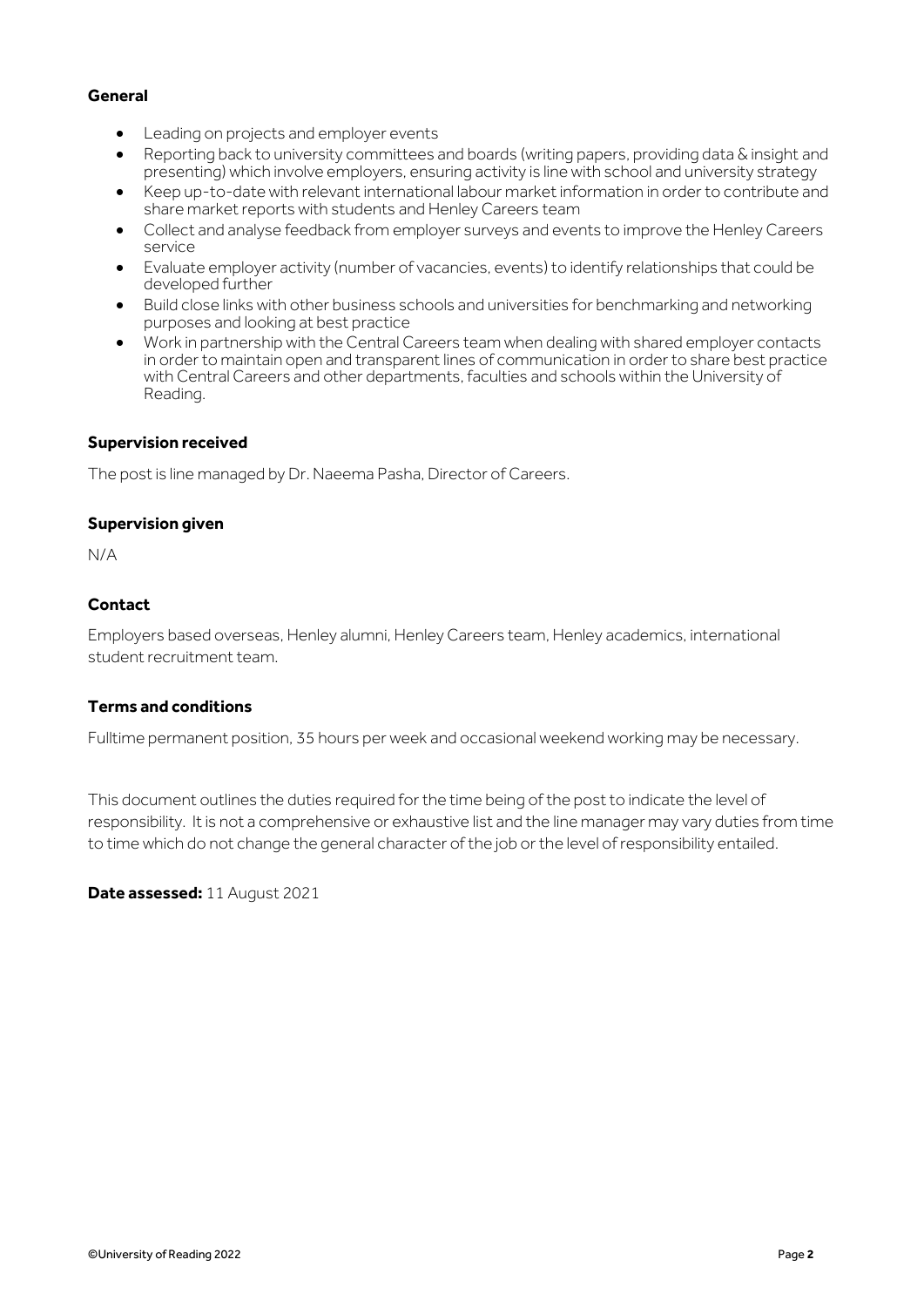**General**

- Leading on projects and employer events
- Reporting back to university committees and boards (writing papers, providing data & insight and presenting) which involve employers, ensuring activity is line with school and university strategy
- Keep up-to-date with relevant international labour market information in order to contribute and share market reports with students and Henley Careers team
- Collect and analyse feedback from employer surveys and events to improve the Henley Careers service
- Evaluate employer activity (number of vacancies, events) to identify relationships that could be developed further
- Build close links with other business schools and universities for benchmarking and networking purposes and looking at best practice
- Work in partnership with the Central Careers team when dealing with shared employer contacts in order to maintain open and transparent lines of communication in order to share best practice with Central Careers and other departments, faculties and schools within the University of Reading.

**Supervision received**

The post is line managed by Dr. Naeema Pasha, Director of Careers.

**Supervision given**

N/A

**Contact**

Employers based overseas, Henley alumni, Henley Careers team, Henley academics, international student recruitment team.

**Terms and conditions**

Fulltime permanent position, 35 hours per week and occasional weekend working may be necessary.

This document outlines the duties required for the time being of the post to indicate the level of responsibility. It is not a comprehensive or exhaustive list and the line manager may vary duties from time to time which do not change the general character of the job or the level of responsibility entailed.

**Date assessed:** 11 August 2021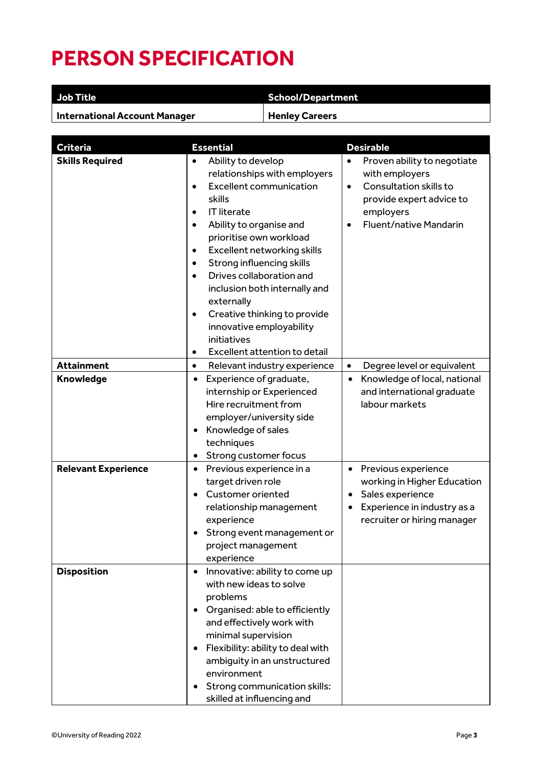# PERSON SPECIFICATION

| Job Title | School/Department |
|---|---|
| **International Account Manager** | **Henley Careers** |

| Criteria | Essential | Desirable |
|---|---|---|
| **Skills Required** | • Ability to develop relationships with employers<br>• Excellent communication skills<br>• IT literate<br>• Ability to organise and prioritise own workload<br>• Excellent networking skills<br>• Strong influencing skills<br>• Drives collaboration and inclusion both internally and externally<br>• Creative thinking to provide innovative employability initiatives<br>• Excellent attention to detail | • Proven ability to negotiate with employers<br>• Consultation skills to provide expert advice to employers<br>• Fluent/native Mandarin |
| **Attainment** | • Relevant industry experience | • Degree level or equivalent |
| **Knowledge** | • Experience of graduate, internship or Experienced Hire recruitment from employer/university side<br>• Knowledge of sales techniques<br>• Strong customer focus | • Knowledge of local, national and international graduate labour markets |
| **Relevant Experience** | • Previous experience in a target driven role<br>• Customer oriented relationship management experience<br>• Strong event management or project management experience | • Previous experience working in Higher Education<br>• Sales experience<br>• Experience in industry as a recruiter or hiring manager |
| **Disposition** | • Innovative: ability to come up with new ideas to solve problems<br>• Organised: able to efficiently and effectively work with minimal supervision<br>• Flexibility: ability to deal with ambiguity in an unstructured environment<br>• Strong communication skills: skilled at influencing and | |

©University of Reading 2022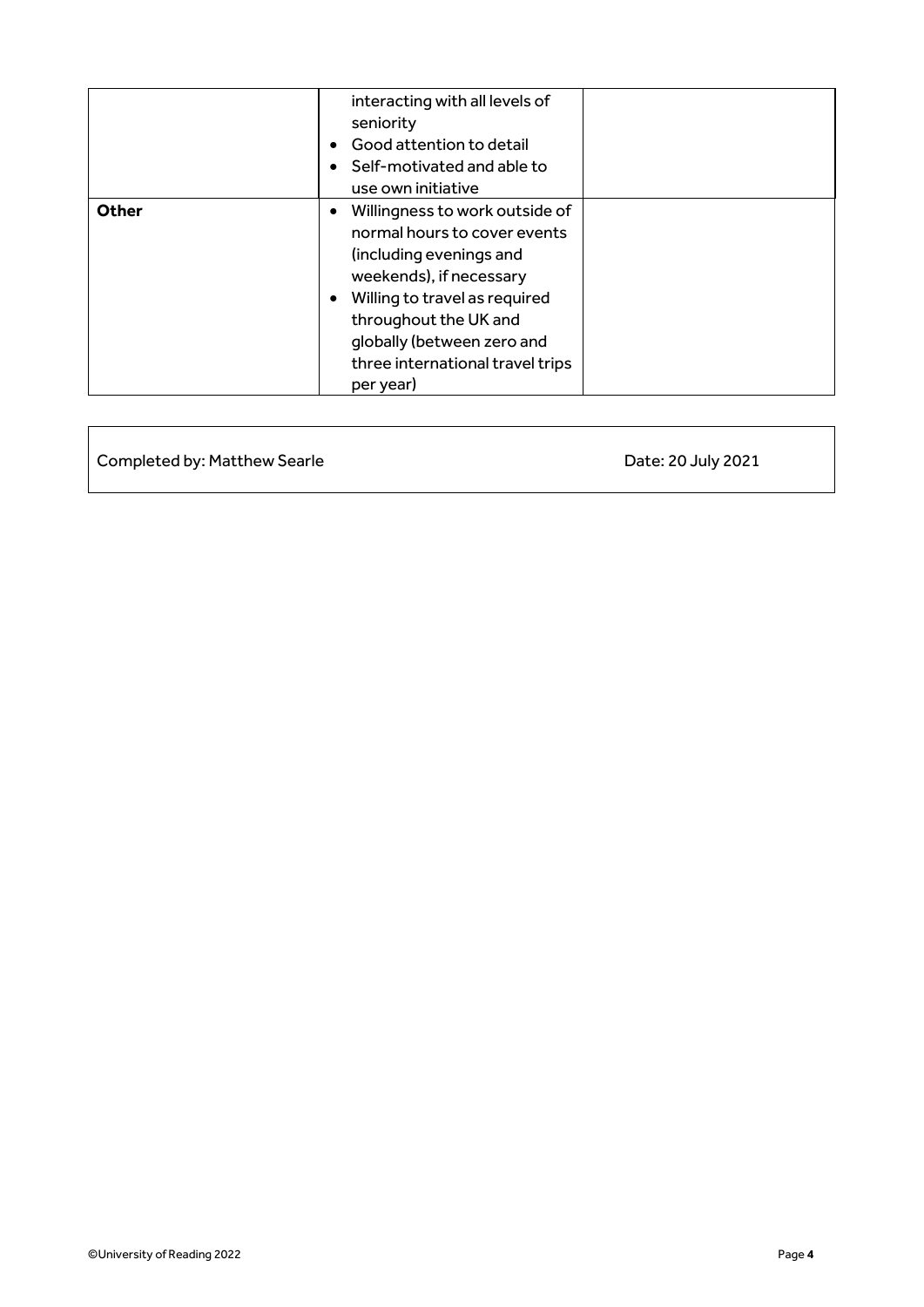| | | |
|---|---|---|
| | interacting with all levels of seniority<br>• Good attention to detail<br>• Self-motivated and able to use own initiative | |
| **Other** | • Willingness to work outside of normal hours to cover events (including evenings and weekends), if necessary<br>• Willing to travel as required throughout the UK and globally (between zero and three international travel trips per year) | |

| | |
|---|---|
| Completed by: Matthew Searle | Date: 20 July 2021 |

©University of Reading 2022